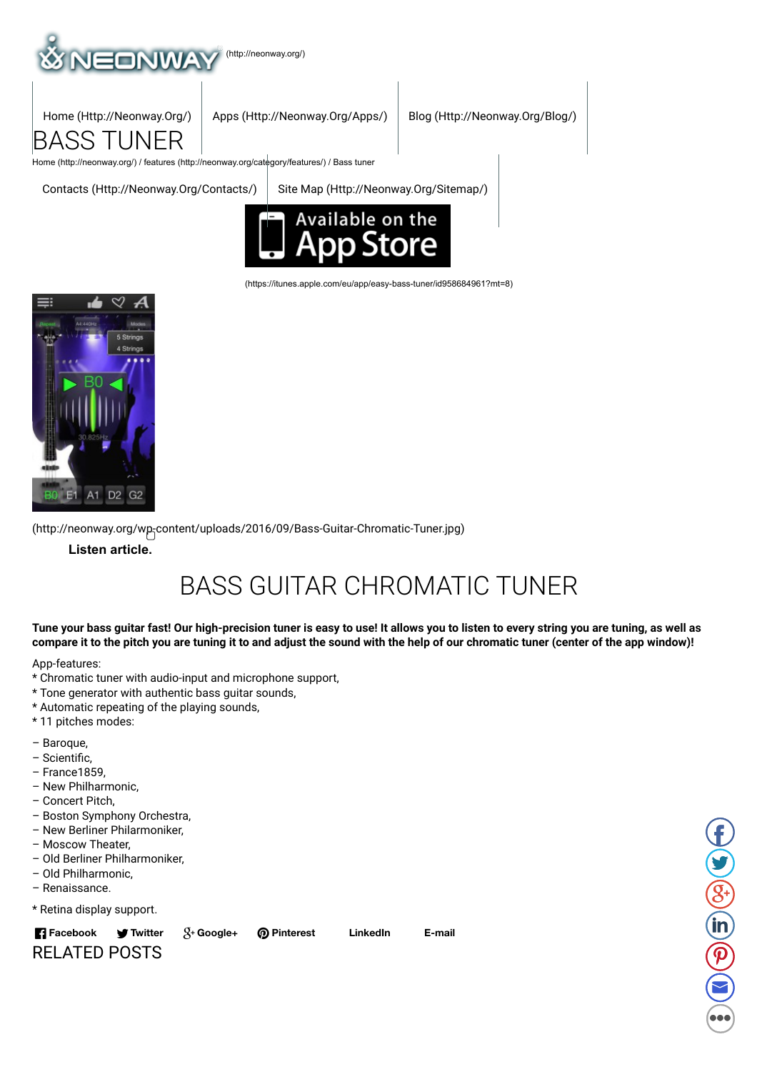(http://neonway.org/)

Home (Http://Neonway.Org/) | Apps (Http://Neonway.Org/Apps/) | Blog (Http://Neonway.Org/Blog/)

# BASS TUNER

Home (http://neonway.org/) / features (http://neonway.org/category/features/) / Bass tuner

Contacts (Http://Neonway.Org/Contacts/) | Site Map (Http://Neonway.Org/Sitemap/)

(https://itunes.apple.com/eu/app/easy-bass-tuner/id958684961?mt=8)

(http://neonway.org/wp-content/uploads/2016/09/Bass-Guitar-Chromatic-Tuner.jpg)

**Listen article.**

# BASS GUITAR CHROMATIC TUNER

**Tune your bass guitar fast! Our high-precision tuner is easy to use! It allows you to listen to every string you are tuning, as well as compare it to the pitch you are tuning it to and adjust the sound with the help of our chromatic tuner (center of the app window)!**

App-features:
* Chromatic tuner with audio-input and microphone support,
* Tone generator with authentic bass guitar sounds,
* Automatic repeating of the playing sounds,
* 11 pitches modes:

– Baroque,
– Scientific,
– France1859,
– New Philharmonic,
– Concert Pitch,
– Boston Symphony Orchestra,
– New Berliner Philarmoniker,
– Moscow Theater,
– Old Berliner Philharmoniker,
– Old Philharmonic,
– Renaissance.

* Retina display support.

**Facebook** **Twitter** **Google+** **Pinterest** **LinkedIn** **E-mail**

## RELATED POSTS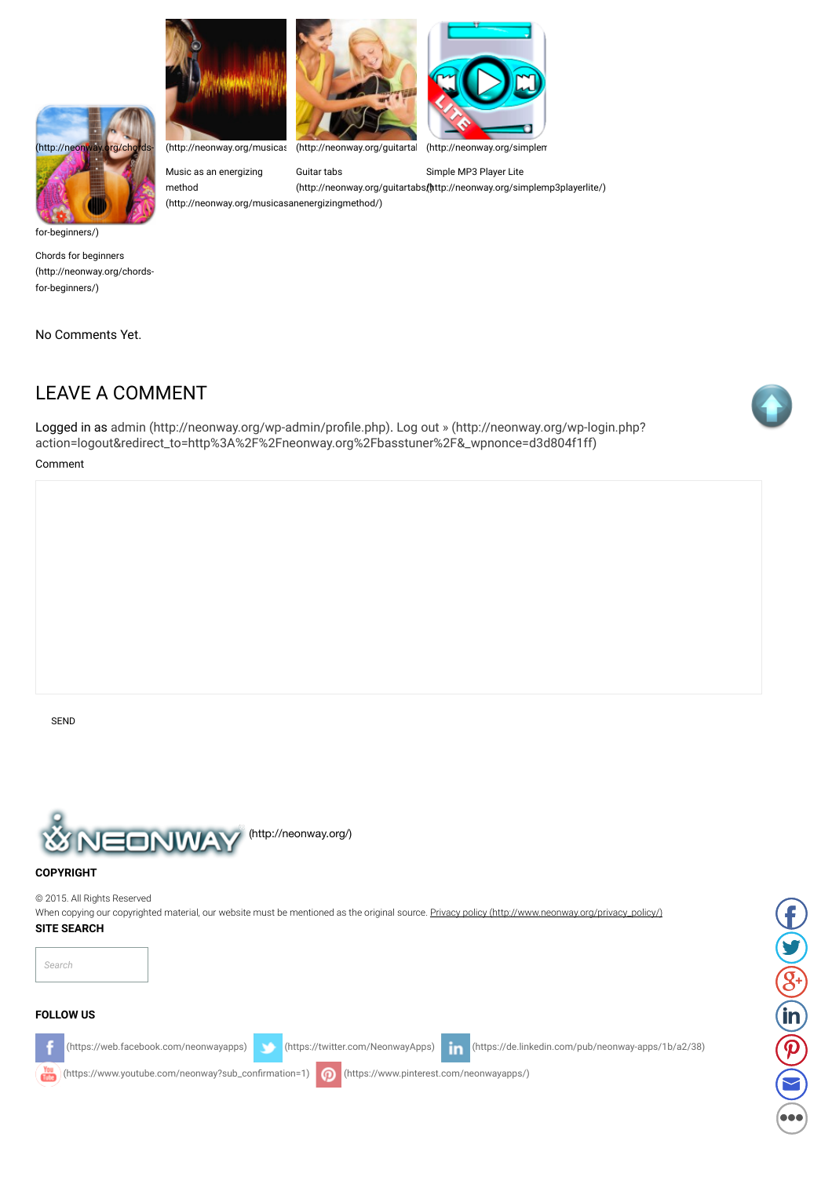(http://neonway.org/chords-for-beginners/)

Chords for beginners (http://neonway.org/chords-for-beginners/)

(http://neonway.org/musicas

Music as an energizing method (http://neonway.org/musicasanenergizingmethod/)

(http://neonway.org/guitartal

Guitar tabs (http://neonway.org/guitartabs/)

(http://neonway.org/simplem

Simple MP3 Player Lite (http://neonway.org/simplemp3playerlite/)

No Comments Yet.

## LEAVE A COMMENT

Logged in as admin (http://neonway.org/wp-admin/profile.php). Log out » (http://neonway.org/wp-login.php?action=logout&redirect_to=http%3A%2F%2Fneonway.org%2Fbasstuner%2F&_wpnonce=d3d804f1ff)

Comment

SEND

(http://neonway.org/)

**COPYRIGHT**

© 2015. All Rights Reserved

When copying our copyrighted material, our website must be mentioned as the original source. Privacy policy (http://www.neonway.org/privacy_policy/)

**SITE SEARCH**

Search

**FOLLOW US**

(https://web.facebook.com/neonwayapps) (https://twitter.com/NeonwayApps) (https://de.linkedin.com/pub/neonway-apps/1b/a2/38) (https://www.youtube.com/neonway?sub_confirmation=1) (https://www.pinterest.com/neonwayapps/)